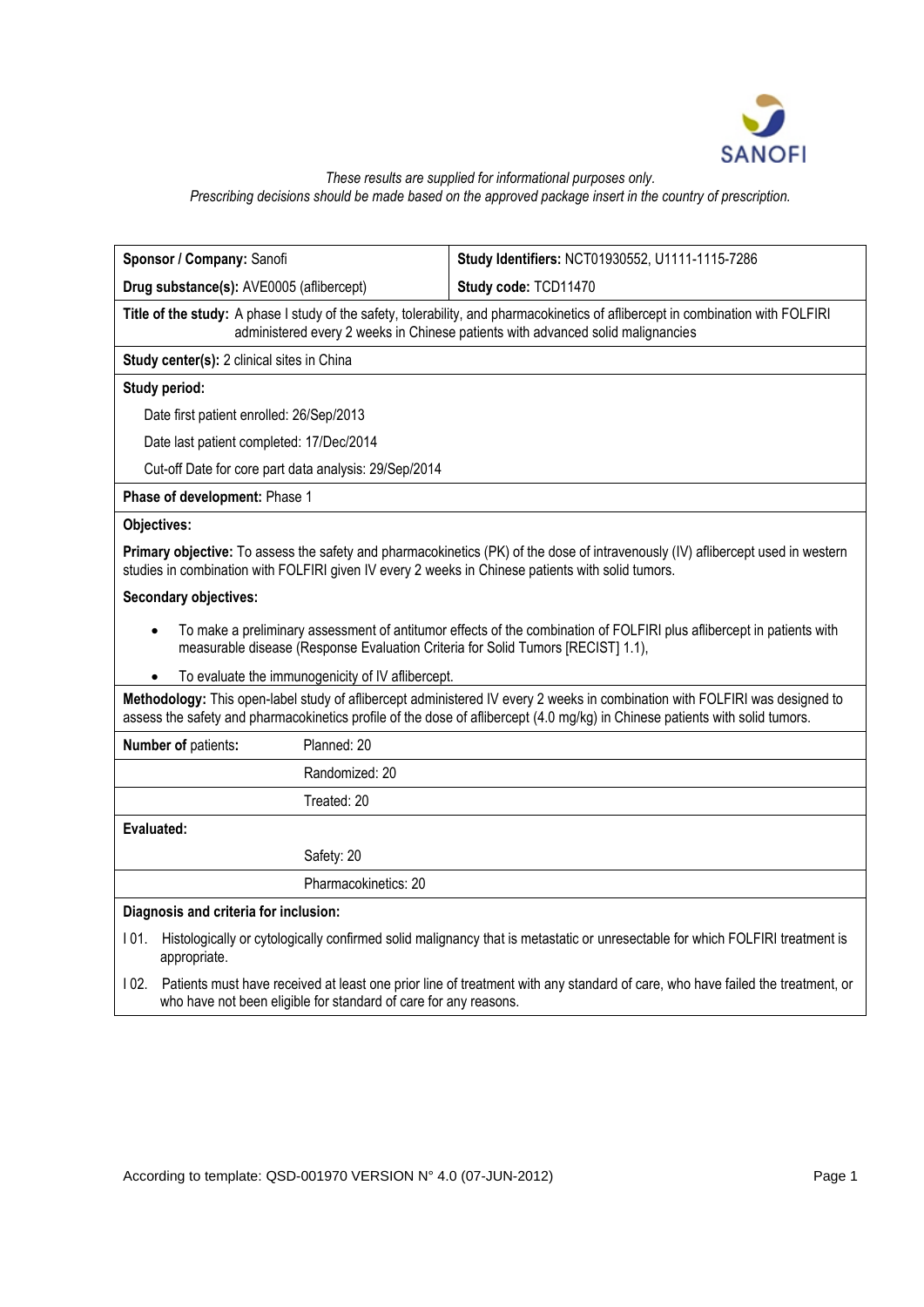*These results are supplied for informational purposes only.*
*Prescribing decisions should be made based on the approved package insert in the country of prescription.*

| **Sponsor / Company:** Sanofi | **Study Identifiers:** NCT01930552, U1111-1115-7286 |
|---|---|
| **Drug substance(s):** AVE0005 (aflibercept) | **Study code:** TCD11470 |

**Title of the study:** A phase I study of the safety, tolerability, and pharmacokinetics of aflibercept in combination with FOLFIRI administered every 2 weeks in Chinese patients with advanced solid malignancies

**Study center(s):** 2 clinical sites in China

**Study period:**

Date first patient enrolled: 26/Sep/2013

Date last patient completed: 17/Dec/2014

Cut-off Date for core part data analysis: 29/Sep/2014

**Phase of development:** Phase 1

**Objectives:**

**Primary objective:** To assess the safety and pharmacokinetics (PK) of the dose of intravenously (IV) aflibercept used in western studies in combination with FOLFIRI given IV every 2 weeks in Chinese patients with solid tumors.

**Secondary objectives:**

- To make a preliminary assessment of antitumor effects of the combination of FOLFIRI plus aflibercept in patients with measurable disease (Response Evaluation Criteria for Solid Tumors [RECIST] 1.1),
- To evaluate the immunogenicity of IV aflibercept.

**Methodology:** This open-label study of aflibercept administered IV every 2 weeks in combination with FOLFIRI was designed to assess the safety and pharmacokinetics profile of the dose of aflibercept (4.0 mg/kg) in Chinese patients with solid tumors.

| **Number of patients:** | Planned: 20 |
|---|---|
| | Randomized: 20 |
| | Treated: 20 |

**Evaluated:**

| | |
|---|---|
| | Safety: 20 |
| | Pharmacokinetics: 20 |

**Diagnosis and criteria for inclusion:**

I 01. Histologically or cytologically confirmed solid malignancy that is metastatic or unresectable for which FOLFIRI treatment is appropriate.

I 02. Patients must have received at least one prior line of treatment with any standard of care, who have failed the treatment, or who have not been eligible for standard of care for any reasons.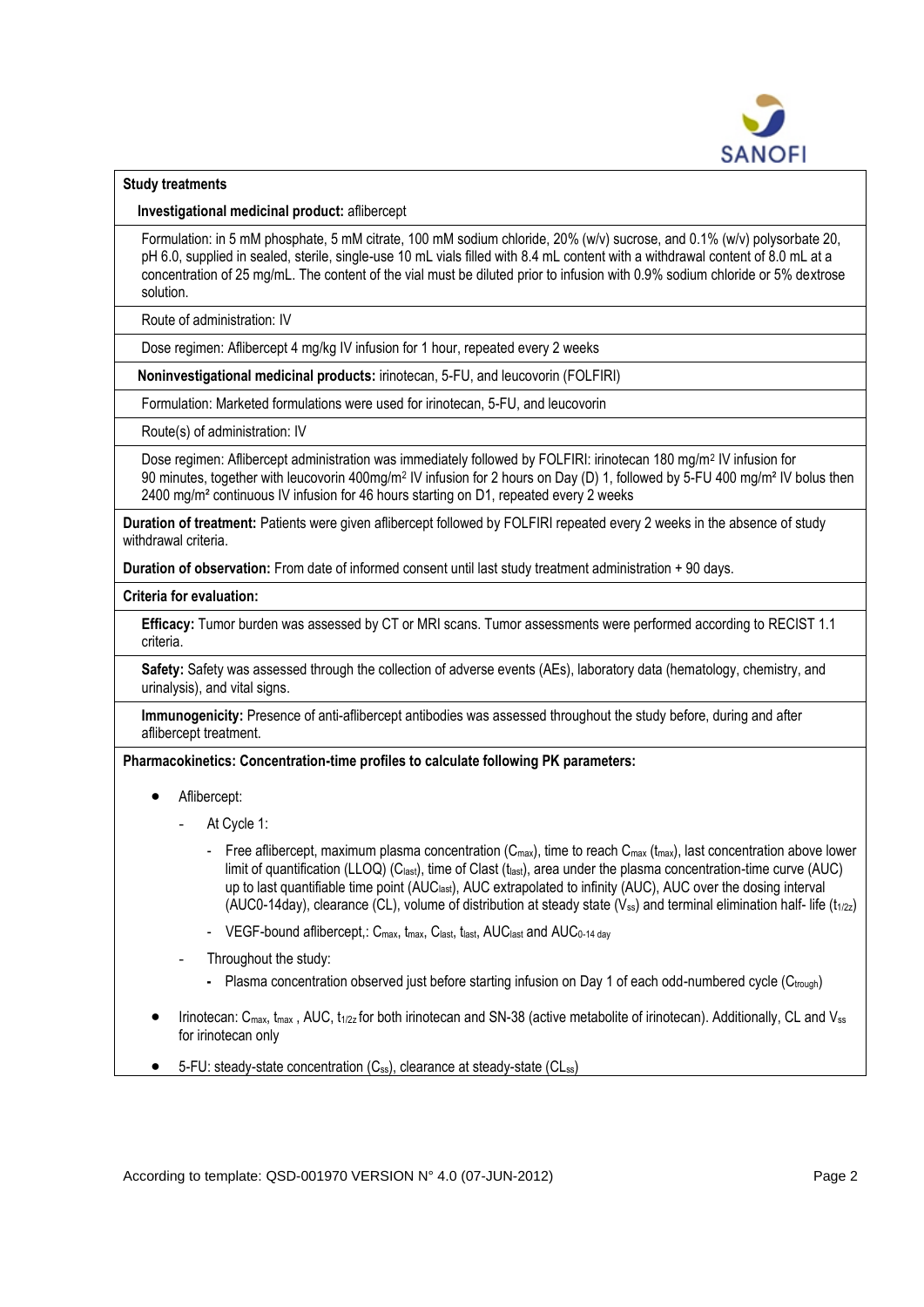**Study treatments**

**Investigational medicinal product:** aflibercept

Formulation: in 5 mM phosphate, 5 mM citrate, 100 mM sodium chloride, 20% (w/v) sucrose, and 0.1% (w/v) polysorbate 20, pH 6.0, supplied in sealed, sterile, single-use 10 mL vials filled with 8.4 mL content with a withdrawal content of 8.0 mL at a concentration of 25 mg/mL. The content of the vial must be diluted prior to infusion with 0.9% sodium chloride or 5% dextrose solution.

Route of administration: IV

Dose regimen: Aflibercept 4 mg/kg IV infusion for 1 hour, repeated every 2 weeks

**Noninvestigational medicinal products:** irinotecan, 5-FU, and leucovorin (FOLFIRI)

Formulation: Marketed formulations were used for irinotecan, 5-FU, and leucovorin

Route(s) of administration: IV

Dose regimen: Aflibercept administration was immediately followed by FOLFIRI: irinotecan 180 mg/m$^2$ IV infusion for 90 minutes, together with leucovorin 400mg/m$^2$ IV infusion for 2 hours on Day (D) 1, followed by 5-FU 400 mg/m² IV bolus then 2400 mg/m² continuous IV infusion for 46 hours starting on D1, repeated every 2 weeks

**Duration of treatment:** Patients were given aflibercept followed by FOLFIRI repeated every 2 weeks in the absence of study withdrawal criteria.

**Duration of observation:** From date of informed consent until last study treatment administration + 90 days.

**Criteria for evaluation:**

**Efficacy:** Tumor burden was assessed by CT or MRI scans. Tumor assessments were performed according to RECIST 1.1 criteria.

**Safety:** Safety was assessed through the collection of adverse events (AEs), laboratory data (hematology, chemistry, and urinalysis), and vital signs.

**Immunogenicity:** Presence of anti-aflibercept antibodies was assessed throughout the study before, during and after aflibercept treatment.

**Pharmacokinetics: Concentration-time profiles to calculate following PK parameters:**

- Aflibercept:
  - At Cycle 1:
    - Free aflibercept, maximum plasma concentration ($C_{max}$), time to reach $C_{max}$ ($t_{max}$), last concentration above lower limit of quantification (LLOQ) ($C_{last}$), time of Clast ($t_{last}$), area under the plasma concentration-time curve (AUC) up to last quantifiable time point ($AUC_{last}$), AUC extrapolated to infinity (AUC), AUC over the dosing interval (AUC0-14day), clearance (CL), volume of distribution at steady state ($V_{ss}$) and terminal elimination half- life ($t_{1/2z}$)
    - VEGF-bound aflibercept,: $C_{max}$, $t_{max}$, $C_{last}$, $t_{last}$, $AUC_{last}$ and $AUC_{0\text{-}14\ day}$
  - Throughout the study:
    - Plasma concentration observed just before starting infusion on Day 1 of each odd-numbered cycle ($C_{trough}$)
- Irinotecan: $C_{max}$, $t_{max}$ , AUC, $t_{1/2z}$ for both irinotecan and SN-38 (active metabolite of irinotecan). Additionally, CL and $V_{ss}$ for irinotecan only
- 5-FU: steady-state concentration ($C_{ss}$), clearance at steady-state ($CL_{ss}$)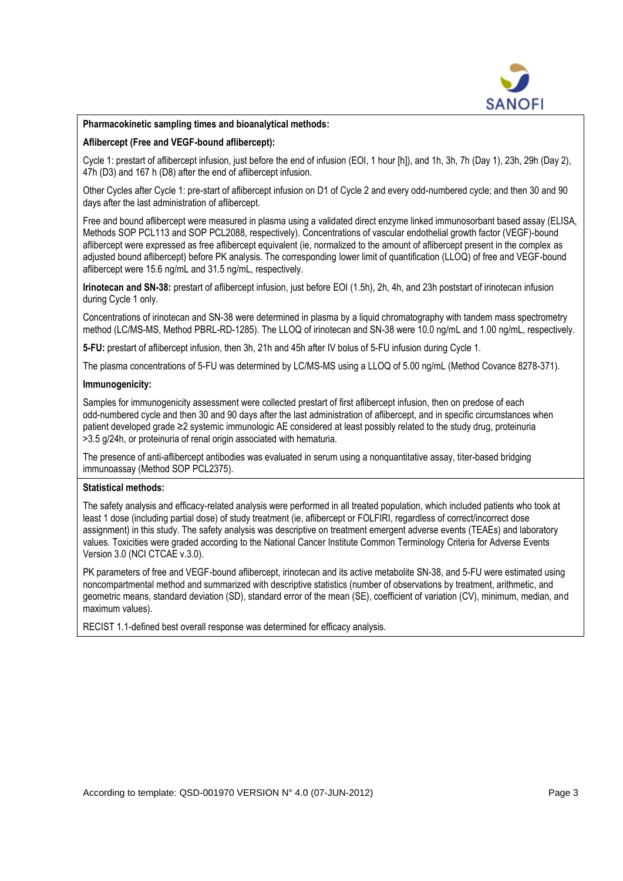**Pharmacokinetic sampling times and bioanalytical methods:**

**Aflibercept (Free and VEGF-bound aflibercept):**

Cycle 1: prestart of aflibercept infusion, just before the end of infusion (EOI, 1 hour [h]), and 1h, 3h, 7h (Day 1), 23h, 29h (Day 2), 47h (D3) and 167 h (D8) after the end of aflibercept infusion.

Other Cycles after Cycle 1: pre-start of aflibercept infusion on D1 of Cycle 2 and every odd-numbered cycle; and then 30 and 90 days after the last administration of aflibercept.

Free and bound aflibercept were measured in plasma using a validated direct enzyme linked immunosorbant based assay (ELISA, Methods SOP PCL113 and SOP PCL2088, respectively). Concentrations of vascular endothelial growth factor (VEGF)-bound aflibercept were expressed as free aflibercept equivalent (ie, normalized to the amount of aflibercept present in the complex as adjusted bound aflibercept) before PK analysis. The corresponding lower limit of quantification (LLOQ) of free and VEGF-bound aflibercept were 15.6 ng/mL and 31.5 ng/mL, respectively.

**Irinotecan and SN-38:** prestart of aflibercept infusion, just before EOI (1.5h), 2h, 4h, and 23h poststart of irinotecan infusion during Cycle 1 only.

Concentrations of irinotecan and SN-38 were determined in plasma by a liquid chromatography with tandem mass spectrometry method (LC/MS-MS, Method PBRL-RD-1285). The LLOQ of irinotecan and SN-38 were 10.0 ng/mL and 1.00 ng/mL, respectively.

**5-FU:** prestart of aflibercept infusion, then 3h, 21h and 45h after IV bolus of 5-FU infusion during Cycle 1.

The plasma concentrations of 5-FU was determined by LC/MS-MS using a LLOQ of 5.00 ng/mL (Method Covance 8278-371).

**Immunogenicity:**

Samples for immunogenicity assessment were collected prestart of first aflibercept infusion, then on predose of each odd-numbered cycle and then 30 and 90 days after the last administration of aflibercept, and in specific circumstances when patient developed grade ≥2 systemic immunologic AE considered at least possibly related to the study drug, proteinuria >3.5 g/24h, or proteinuria of renal origin associated with hematuria.

The presence of anti-aflibercept antibodies was evaluated in serum using a nonquantitative assay, titer-based bridging immunoassay (Method SOP PCL2375).

**Statistical methods:**

The safety analysis and efficacy-related analysis were performed in all treated population, which included patients who took at least 1 dose (including partial dose) of study treatment (ie, aflibercept or FOLFIRI, regardless of correct/incorrect dose assignment) in this study. The safety analysis was descriptive on treatment emergent adverse events (TEAEs) and laboratory values. Toxicities were graded according to the National Cancer Institute Common Terminology Criteria for Adverse Events Version 3.0 (NCI CTCAE v.3.0).

PK parameters of free and VEGF-bound aflibercept, irinotecan and its active metabolite SN-38, and 5-FU were estimated using noncompartmental method and summarized with descriptive statistics (number of observations by treatment, arithmetic, and geometric means, standard deviation (SD), standard error of the mean (SE), coefficient of variation (CV), minimum, median, and maximum values).

RECIST 1.1-defined best overall response was determined for efficacy analysis.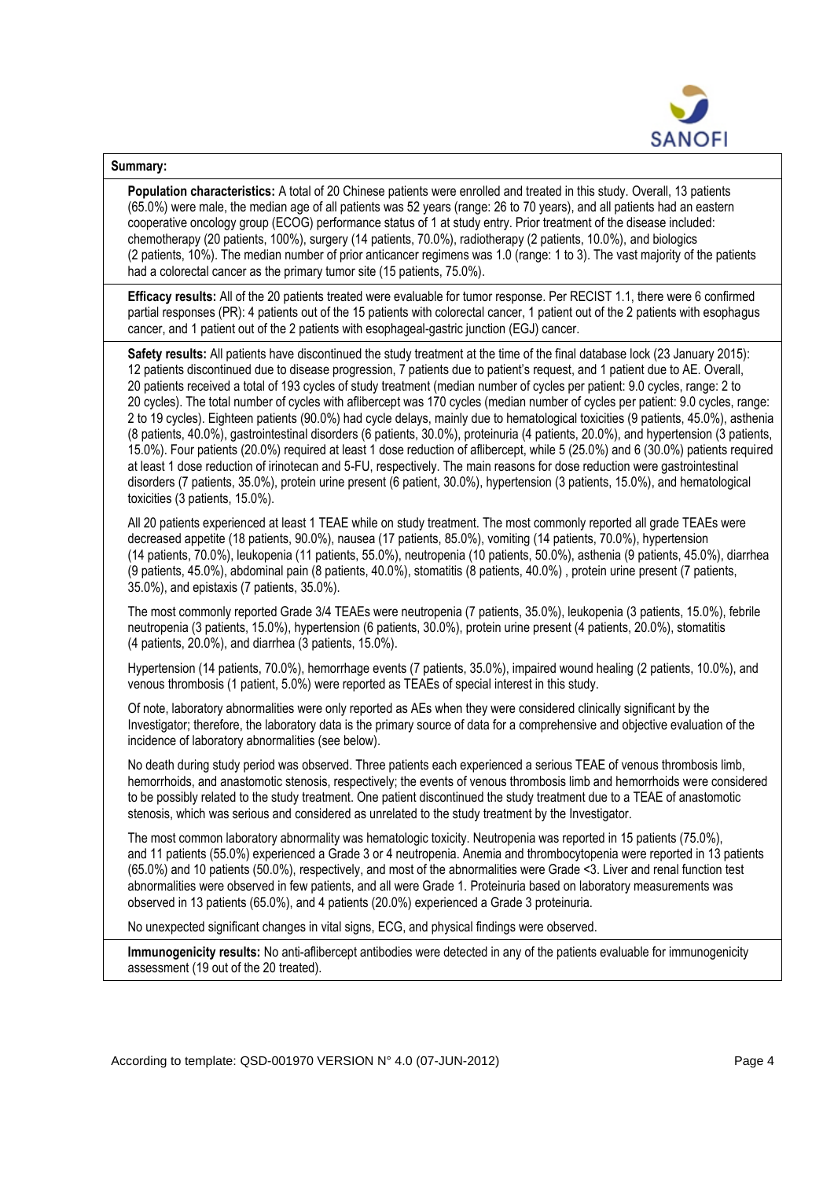**Summary:**

**Population characteristics:** A total of 20 Chinese patients were enrolled and treated in this study. Overall, 13 patients (65.0%) were male, the median age of all patients was 52 years (range: 26 to 70 years), and all patients had an eastern cooperative oncology group (ECOG) performance status of 1 at study entry. Prior treatment of the disease included: chemotherapy (20 patients, 100%), surgery (14 patients, 70.0%), radiotherapy (2 patients, 10.0%), and biologics (2 patients, 10%). The median number of prior anticancer regimens was 1.0 (range: 1 to 3). The vast majority of the patients had a colorectal cancer as the primary tumor site (15 patients, 75.0%).

**Efficacy results:** All of the 20 patients treated were evaluable for tumor response. Per RECIST 1.1, there were 6 confirmed partial responses (PR): 4 patients out of the 15 patients with colorectal cancer, 1 patient out of the 2 patients with esophagus cancer, and 1 patient out of the 2 patients with esophageal-gastric junction (EGJ) cancer.

**Safety results:** All patients have discontinued the study treatment at the time of the final database lock (23 January 2015): 12 patients discontinued due to disease progression, 7 patients due to patient's request, and 1 patient due to AE. Overall, 20 patients received a total of 193 cycles of study treatment (median number of cycles per patient: 9.0 cycles, range: 2 to 20 cycles). The total number of cycles with aflibercept was 170 cycles (median number of cycles per patient: 9.0 cycles, range: 2 to 19 cycles). Eighteen patients (90.0%) had cycle delays, mainly due to hematological toxicities (9 patients, 45.0%), asthenia (8 patients, 40.0%), gastrointestinal disorders (6 patients, 30.0%), proteinuria (4 patients, 20.0%), and hypertension (3 patients, 15.0%). Four patients (20.0%) required at least 1 dose reduction of aflibercept, while 5 (25.0%) and 6 (30.0%) patients required at least 1 dose reduction of irinotecan and 5-FU, respectively. The main reasons for dose reduction were gastrointestinal disorders (7 patients, 35.0%), protein urine present (6 patient, 30.0%), hypertension (3 patients, 15.0%), and hematological toxicities (3 patients, 15.0%).

All 20 patients experienced at least 1 TEAE while on study treatment. The most commonly reported all grade TEAEs were decreased appetite (18 patients, 90.0%), nausea (17 patients, 85.0%), vomiting (14 patients, 70.0%), hypertension (14 patients, 70.0%), leukopenia (11 patients, 55.0%), neutropenia (10 patients, 50.0%), asthenia (9 patients, 45.0%), diarrhea (9 patients, 45.0%), abdominal pain (8 patients, 40.0%), stomatitis (8 patients, 40.0%) , protein urine present (7 patients, 35.0%), and epistaxis (7 patients, 35.0%).

The most commonly reported Grade 3/4 TEAEs were neutropenia (7 patients, 35.0%), leukopenia (3 patients, 15.0%), febrile neutropenia (3 patients, 15.0%), hypertension (6 patients, 30.0%), protein urine present (4 patients, 20.0%), stomatitis (4 patients, 20.0%), and diarrhea (3 patients, 15.0%).

Hypertension (14 patients, 70.0%), hemorrhage events (7 patients, 35.0%), impaired wound healing (2 patients, 10.0%), and venous thrombosis (1 patient, 5.0%) were reported as TEAEs of special interest in this study.

Of note, laboratory abnormalities were only reported as AEs when they were considered clinically significant by the Investigator; therefore, the laboratory data is the primary source of data for a comprehensive and objective evaluation of the incidence of laboratory abnormalities (see below).

No death during study period was observed. Three patients each experienced a serious TEAE of venous thrombosis limb, hemorrhoids, and anastomotic stenosis, respectively; the events of venous thrombosis limb and hemorrhoids were considered to be possibly related to the study treatment. One patient discontinued the study treatment due to a TEAE of anastomotic stenosis, which was serious and considered as unrelated to the study treatment by the Investigator.

The most common laboratory abnormality was hematologic toxicity. Neutropenia was reported in 15 patients (75.0%), and 11 patients (55.0%) experienced a Grade 3 or 4 neutropenia. Anemia and thrombocytopenia were reported in 13 patients (65.0%) and 10 patients (50.0%), respectively, and most of the abnormalities were Grade <3. Liver and renal function test abnormalities were observed in few patients, and all were Grade 1. Proteinuria based on laboratory measurements was observed in 13 patients (65.0%), and 4 patients (20.0%) experienced a Grade 3 proteinuria.

No unexpected significant changes in vital signs, ECG, and physical findings were observed.

**Immunogenicity results:** No anti-aflibercept antibodies were detected in any of the patients evaluable for immunogenicity assessment (19 out of the 20 treated).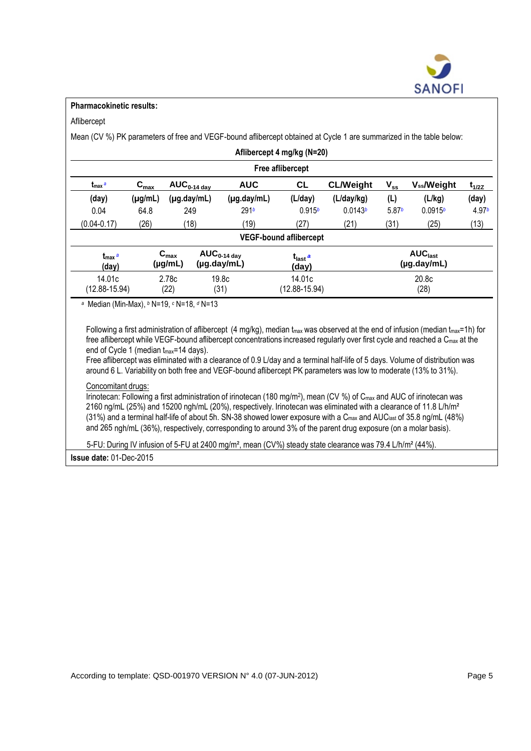**Pharmacokinetic results:**

Aflibercept

Mean (CV %) PK parameters of free and VEGF-bound aflibercept obtained at Cycle 1 are summarized in the table below:

| Aflibercept 4 mg/kg (N=20) | | | | | | | | |
|---|---|---|---|---|---|---|---|---|
| **Free aflibercept** | | | | | | | | |
| $t_{max}$ [a] (day) | $C_{max}$ (µg/mL) | $AUC_{0\text{-}14\ day}$ (µg.day/mL) | AUC (µg.day/mL) | CL (L/day) | CL/Weight (L/day/kg) | $V_{ss}$ (L) | $V_{ss}$/Weight (L/kg) | $t_{1/2Z}$ (day) |
| 0.04 (0.04-0.17) | 64.8 (26) | 249 (18) | 291[b] (19) | 0.915[b] (27) | 0.0143[b] (21) | 5.87[b] (31) | 0.0915[b] (25) | 4.97[b] (13) |

| VEGF-bound aflibercept | | | | |
|---|---|---|---|---|
| $t_{max}$ [a] (day) | $C_{max}$ (µg/mL) | $AUC_{0\text{-}14\ day}$ (µg.day/mL) | $t_{last}$ [a] (day) | $AUC_{last}$ (µg.day/mL) |
| 14.01c (12.88-15.94) | 2.78c (22) | 19.8c (31) | 14.01c (12.88-15.94) | 20.8c (28) |

[a] Median (Min-Max), [b] N=19, [c] N=18, [d] N=13

Following a first administration of aflibercept (4 mg/kg), median $t_{max}$ was observed at the end of infusion (median $t_{max}$=1h) for free aflibercept while VEGF-bound aflibercept concentrations increased regularly over first cycle and reached a $C_{max}$ at the end of Cycle 1 (median $t_{max}$=14 days).

Free aflibercept was eliminated with a clearance of 0.9 L/day and a terminal half-life of 5 days. Volume of distribution was around 6 L. Variability on both free and VEGF-bound aflibercept PK parameters was low to moderate (13% to 31%).

Concomitant drugs:

Irinotecan: Following a first administration of irinotecan (180 mg/m²), mean (CV %) of $C_{max}$ and AUC of irinotecan was 2160 ng/mL (25%) and 15200 ngh/mL (20%), respectively. Irinotecan was eliminated with a clearance of 11.8 L/h/m² (31%) and a terminal half-life of about 5h. SN-38 showed lower exposure with a $C_{max}$ and $AUC_{last}$ of 35.8 ng/mL (48%) and 265 ngh/mL (36%), respectively, corresponding to around 3% of the parent drug exposure (on a molar basis).

5-FU: During IV infusion of 5-FU at 2400 mg/m², mean (CV%) steady state clearance was 79.4 L/h/m² (44%).

**Issue date:** 01-Dec-2015